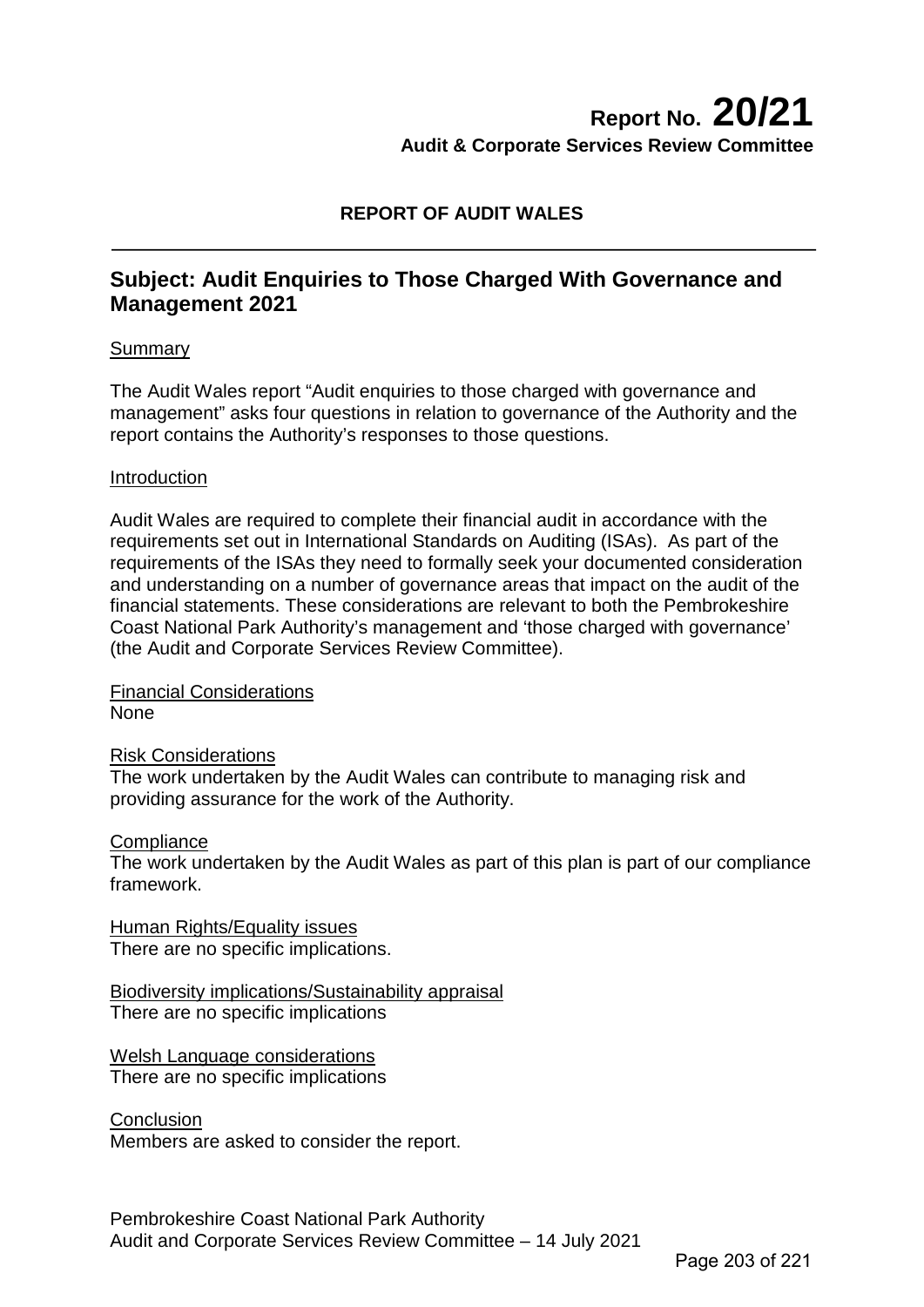**Report No. 20/21**
**Audit & Corporate Services Review Committee**

**REPORT OF AUDIT WALES**

## Subject: Audit Enquiries to Those Charged With Governance and Management 2021

Summary

The Audit Wales report “Audit enquiries to those charged with governance and management” asks four questions in relation to governance of the Authority and the report contains the Authority’s responses to those questions.

Introduction

Audit Wales are required to complete their financial audit in accordance with the requirements set out in International Standards on Auditing (ISAs). As part of the requirements of the ISAs they need to formally seek your documented consideration and understanding on a number of governance areas that impact on the audit of the financial statements. These considerations are relevant to both the Pembrokeshire Coast National Park Authority’s management and ‘those charged with governance’ (the Audit and Corporate Services Review Committee).

Financial Considerations
None

Risk Considerations
The work undertaken by the Audit Wales can contribute to managing risk and providing assurance for the work of the Authority.

Compliance
The work undertaken by the Audit Wales as part of this plan is part of our compliance framework.

Human Rights/Equality issues
There are no specific implications.

Biodiversity implications/Sustainability appraisal
There are no specific implications

Welsh Language considerations
There are no specific implications

Conclusion
Members are asked to consider the report.

Pembrokeshire Coast National Park Authority
Audit and Corporate Services Review Committee – 14 July 2021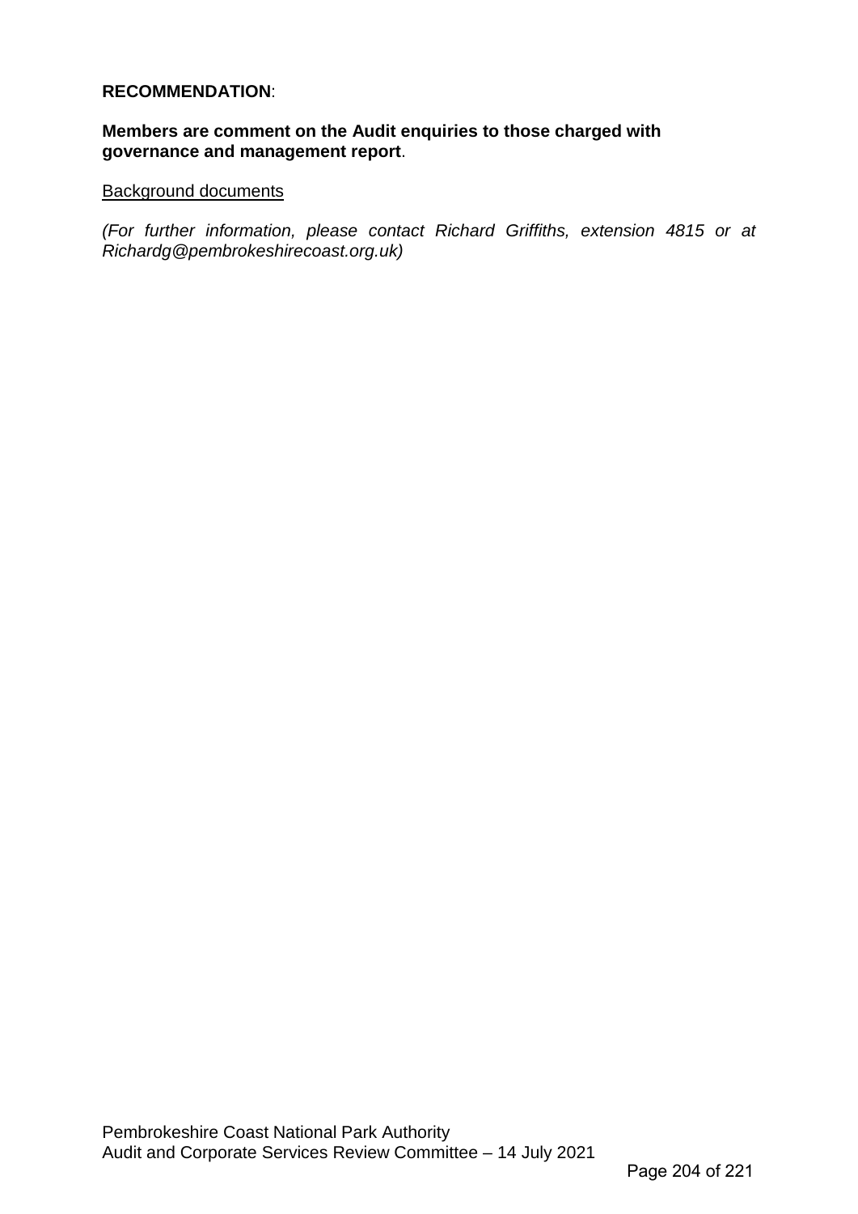**RECOMMENDATION**:

**Members are comment on the Audit enquiries to those charged with governance and management report**.

Background documents

*(For further information, please contact Richard Griffiths, extension 4815 or at Richardg@pembrokeshirecoast.org.uk)*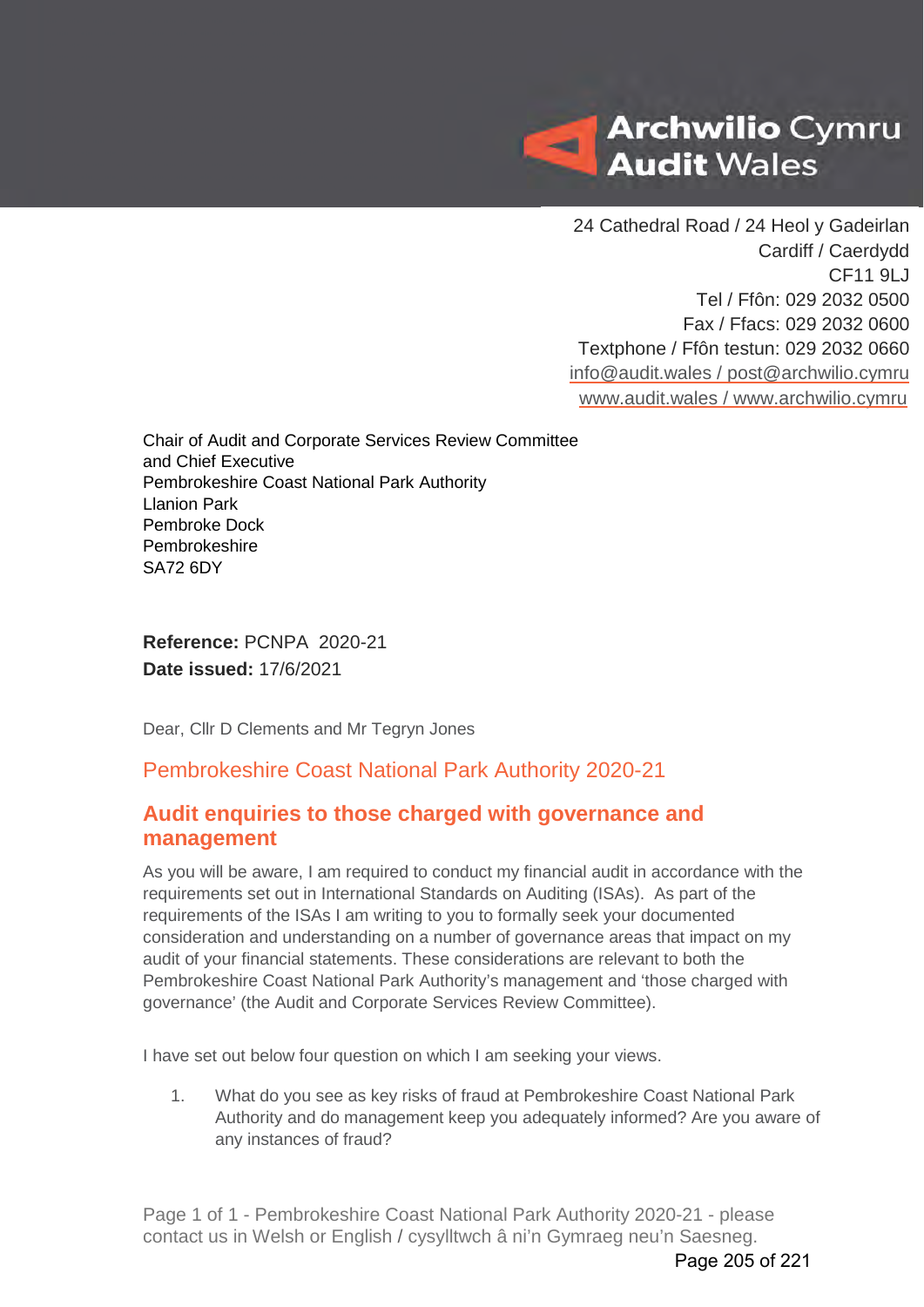Archwilio Cymru
Audit Wales

24 Cathedral Road / 24 Heol y Gadeirlan
Cardiff / Caerdydd
CF11 9LJ
Tel / Ffôn: 029 2032 0500
Fax / Ffacs: 029 2032 0600
Textphone / Ffôn testun: 029 2032 0660
info@audit.wales / post@archwilio.cymru
www.audit.wales / www.archwilio.cymru

Chair of Audit and Corporate Services Review Committee
and Chief Executive
Pembrokeshire Coast National Park Authority
Llanion Park
Pembroke Dock
Pembrokeshire
SA72 6DY

**Reference:** PCNPA 2020-21
**Date issued:** 17/6/2021

Dear, Cllr D Clements and Mr Tegryn Jones

## Pembrokeshire Coast National Park Authority 2020-21

### Audit enquiries to those charged with governance and management

As you will be aware, I am required to conduct my financial audit in accordance with the requirements set out in International Standards on Auditing (ISAs). As part of the requirements of the ISAs I am writing to you to formally seek your documented consideration and understanding on a number of governance areas that impact on my audit of your financial statements. These considerations are relevant to both the Pembrokeshire Coast National Park Authority's management and 'those charged with governance' (the Audit and Corporate Services Review Committee).

I have set out below four question on which I am seeking your views.

1. What do you see as key risks of fraud at Pembrokeshire Coast National Park Authority and do management keep you adequately informed? Are you aware of any instances of fraud?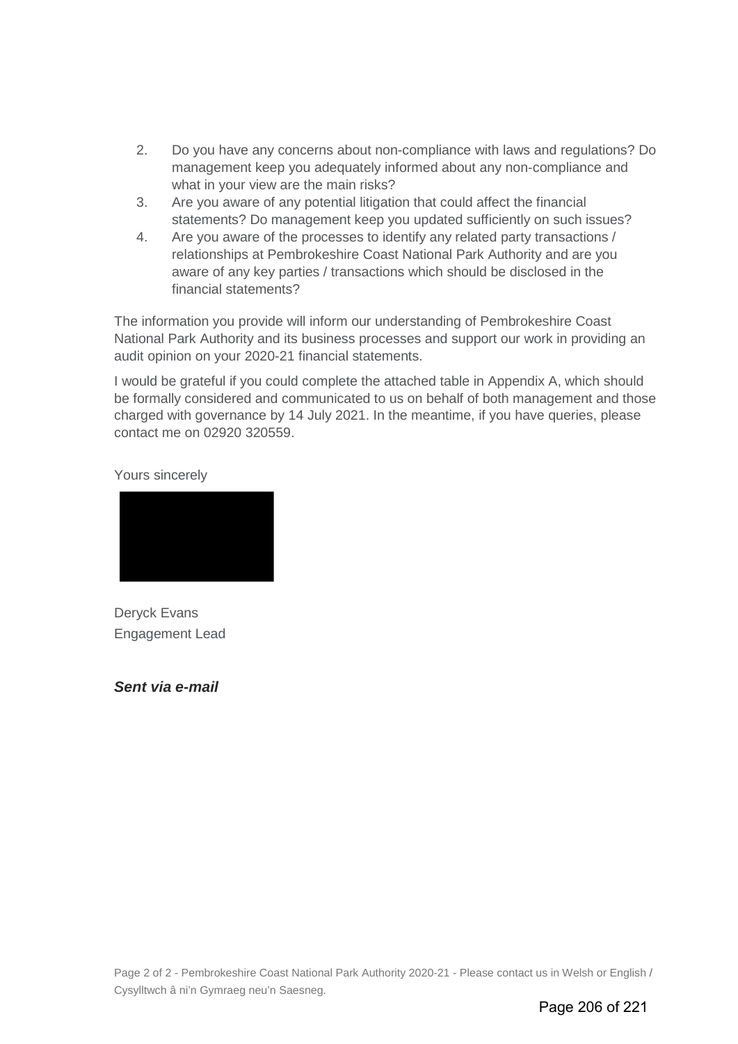2. Do you have any concerns about non-compliance with laws and regulations? Do management keep you adequately informed about any non-compliance and what in your view are the main risks?
3. Are you aware of any potential litigation that could affect the financial statements? Do management keep you updated sufficiently on such issues?
4. Are you aware of the processes to identify any related party transactions / relationships at Pembrokeshire Coast National Park Authority and are you aware of any key parties / transactions which should be disclosed in the financial statements?

The information you provide will inform our understanding of Pembrokeshire Coast National Park Authority and its business processes and support our work in providing an audit opinion on your 2020-21 financial statements.

I would be grateful if you could complete the attached table in Appendix A, which should be formally considered and communicated to us on behalf of both management and those charged with governance by 14 July 2021. In the meantime, if you have queries, please contact me on 02920 320559.

Yours sincerely

Deryck Evans
Engagement Lead

***Sent via e-mail***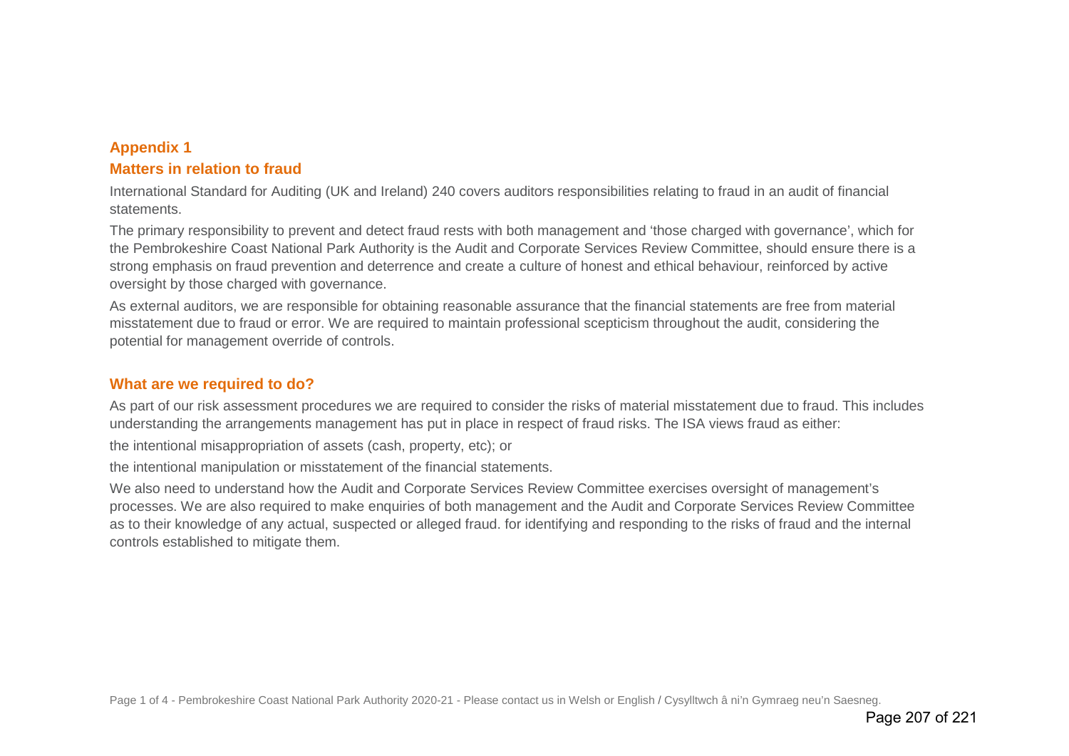## Appendix 1

## Matters in relation to fraud

International Standard for Auditing (UK and Ireland) 240 covers auditors responsibilities relating to fraud in an audit of financial statements.

The primary responsibility to prevent and detect fraud rests with both management and 'those charged with governance', which for the Pembrokeshire Coast National Park Authority is the Audit and Corporate Services Review Committee, should ensure there is a strong emphasis on fraud prevention and deterrence and create a culture of honest and ethical behaviour, reinforced by active oversight by those charged with governance.

As external auditors, we are responsible for obtaining reasonable assurance that the financial statements are free from material misstatement due to fraud or error. We are required to maintain professional scepticism throughout the audit, considering the potential for management override of controls.

### What are we required to do?

As part of our risk assessment procedures we are required to consider the risks of material misstatement due to fraud. This includes understanding the arrangements management has put in place in respect of fraud risks. The ISA views fraud as either:

the intentional misappropriation of assets (cash, property, etc); or

the intentional manipulation or misstatement of the financial statements.

We also need to understand how the Audit and Corporate Services Review Committee exercises oversight of management's processes. We are also required to make enquiries of both management and the Audit and Corporate Services Review Committee as to their knowledge of any actual, suspected or alleged fraud. for identifying and responding to the risks of fraud and the internal controls established to mitigate them.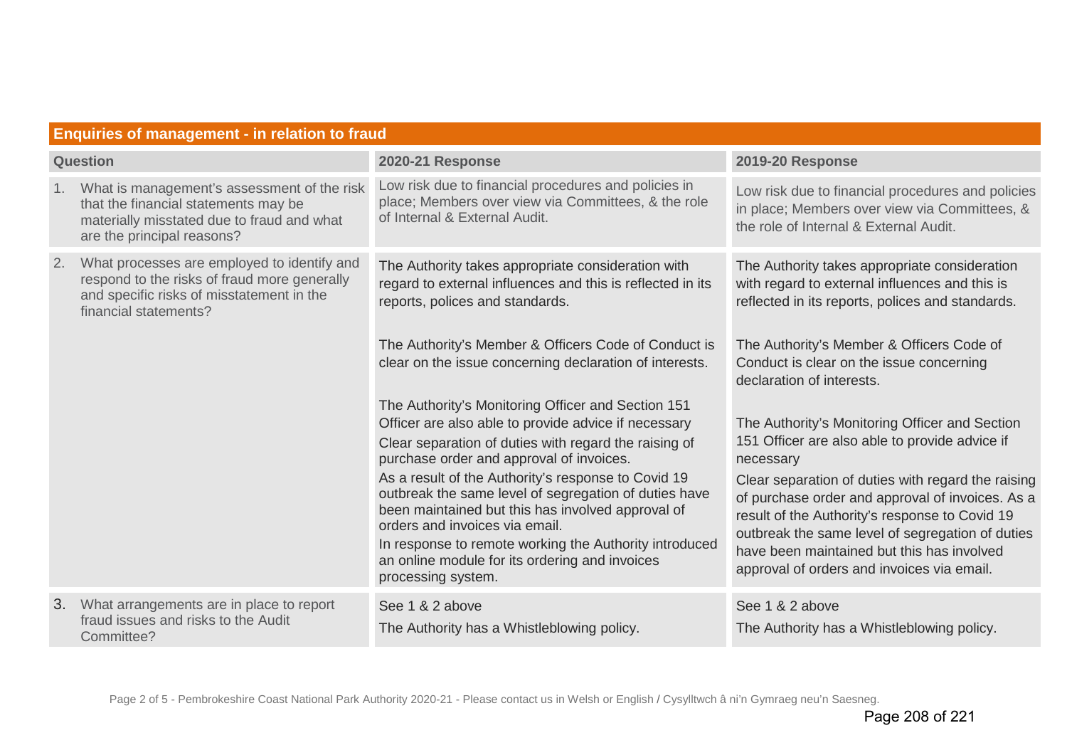| Enquiries of management - in relation to fraud | | |
|---|---|---|
| **Question** | **2020-21 Response** | **2019-20 Response** |
| 1. What is management's assessment of the risk that the financial statements may be materially misstated due to fraud and what are the principal reasons? | Low risk due to financial procedures and policies in place; Members over view via Committees, & the role of Internal & External Audit. | Low risk due to financial procedures and policies in place; Members over view via Committees, & the role of Internal & External Audit. |
| 2. What processes are employed to identify and respond to the risks of fraud more generally and specific risks of misstatement in the financial statements? | The Authority takes appropriate consideration with regard to external influences and this is reflected in its reports, polices and standards.<br><br>The Authority's Member & Officers Code of Conduct is clear on the issue concerning declaration of interests.<br><br>The Authority's Monitoring Officer and Section 151 Officer are also able to provide advice if necessary<br>Clear separation of duties with regard the raising of purchase order and approval of invoices.<br>As a result of the Authority's response to Covid 19 outbreak the same level of segregation of duties have been maintained but this has involved approval of orders and invoices via email.<br>In response to remote working the Authority introduced an online module for its ordering and invoices processing system. | The Authority takes appropriate consideration with regard to external influences and this is reflected in its reports, polices and standards.<br><br>The Authority's Member & Officers Code of Conduct is clear on the issue concerning declaration of interests.<br><br>The Authority's Monitoring Officer and Section 151 Officer are also able to provide advice if necessary<br>Clear separation of duties with regard the raising of purchase order and approval of invoices. As a result of the Authority's response to Covid 19 outbreak the same level of segregation of duties have been maintained but this has involved approval of orders and invoices via email. |
| 3. What arrangements are in place to report fraud issues and risks to the Audit Committee? | See 1 & 2 above<br>The Authority has a Whistleblowing policy. | See 1 & 2 above<br>The Authority has a Whistleblowing policy. |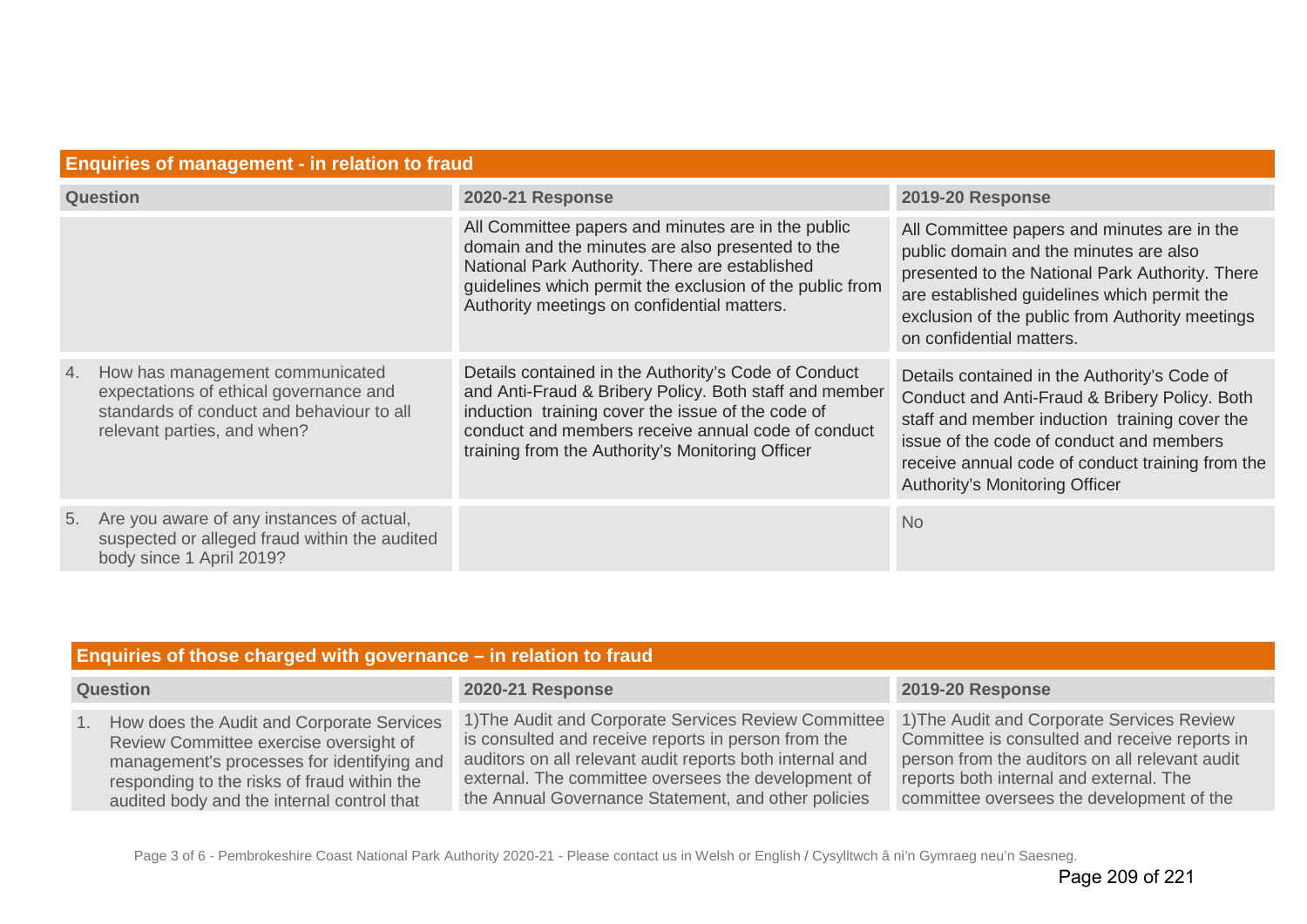| Enquiries of management - in relation to fraud | | |
|---|---|---|
| **Question** | **2020-21 Response** | **2019-20 Response** |
| | All Committee papers and minutes are in the public domain and the minutes are also presented to the National Park Authority. There are established guidelines which permit the exclusion of the public from Authority meetings on confidential matters. | All Committee papers and minutes are in the public domain and the minutes are also presented to the National Park Authority. There are established guidelines which permit the exclusion of the public from Authority meetings on confidential matters. |
| 4. How has management communicated expectations of ethical governance and standards of conduct and behaviour to all relevant parties, and when? | Details contained in the Authority's Code of Conduct and Anti-Fraud & Bribery Policy. Both staff and member induction training cover the issue of the code of conduct and members receive annual code of conduct training from the Authority's Monitoring Officer | Details contained in the Authority's Code of Conduct and Anti-Fraud & Bribery Policy. Both staff and member induction training cover the issue of the code of conduct and members receive annual code of conduct training from the Authority's Monitoring Officer |
| 5. Are you aware of any instances of actual, suspected or alleged fraud within the audited body since 1 April 2019? | | No |

| Enquiries of those charged with governance – in relation to fraud | | |
|---|---|---|
| **Question** | **2020-21 Response** | **2019-20 Response** |
| 1. How does the Audit and Corporate Services Review Committee exercise oversight of management's processes for identifying and responding to the risks of fraud within the audited body and the internal control that | 1)The Audit and Corporate Services Review Committee is consulted and receive reports in person from the auditors on all relevant audit reports both internal and external. The committee oversees the development of the Annual Governance Statement, and other policies | 1)The Audit and Corporate Services Review Committee is consulted and receive reports in person from the auditors on all relevant audit reports both internal and external. The committee oversees the development of the |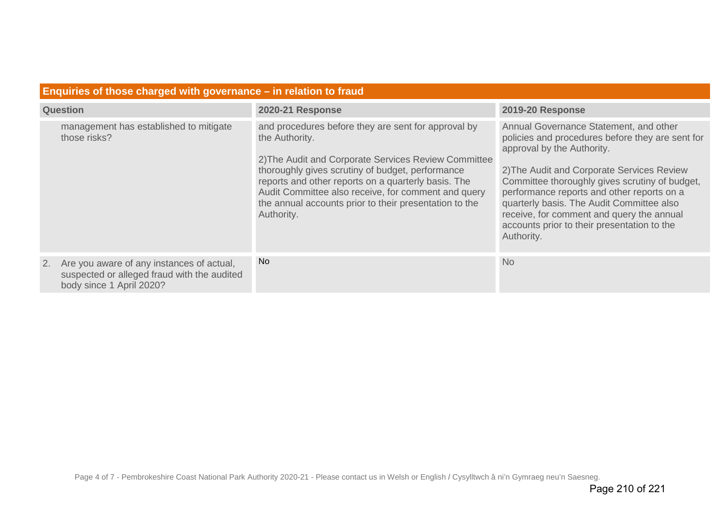| Enquiries of those charged with governance – in relation to fraud | | |
|---|---|---|
| **Question** | **2020-21 Response** | **2019-20 Response** |
| management has established to mitigate those risks? | and procedures before they are sent for approval by the Authority.<br><br>2)The Audit and Corporate Services Review Committee thoroughly gives scrutiny of budget, performance reports and other reports on a quarterly basis. The Audit Committee also receive, for comment and query the annual accounts prior to their presentation to the Authority. | Annual Governance Statement, and other policies and procedures before they are sent for approval by the Authority.<br><br>2)The Audit and Corporate Services Review Committee thoroughly gives scrutiny of budget, performance reports and other reports on a quarterly basis. The Audit Committee also receive, for comment and query the annual accounts prior to their presentation to the Authority. |
| 2. Are you aware of any instances of actual, suspected or alleged fraud with the audited body since 1 April 2020? | No | No |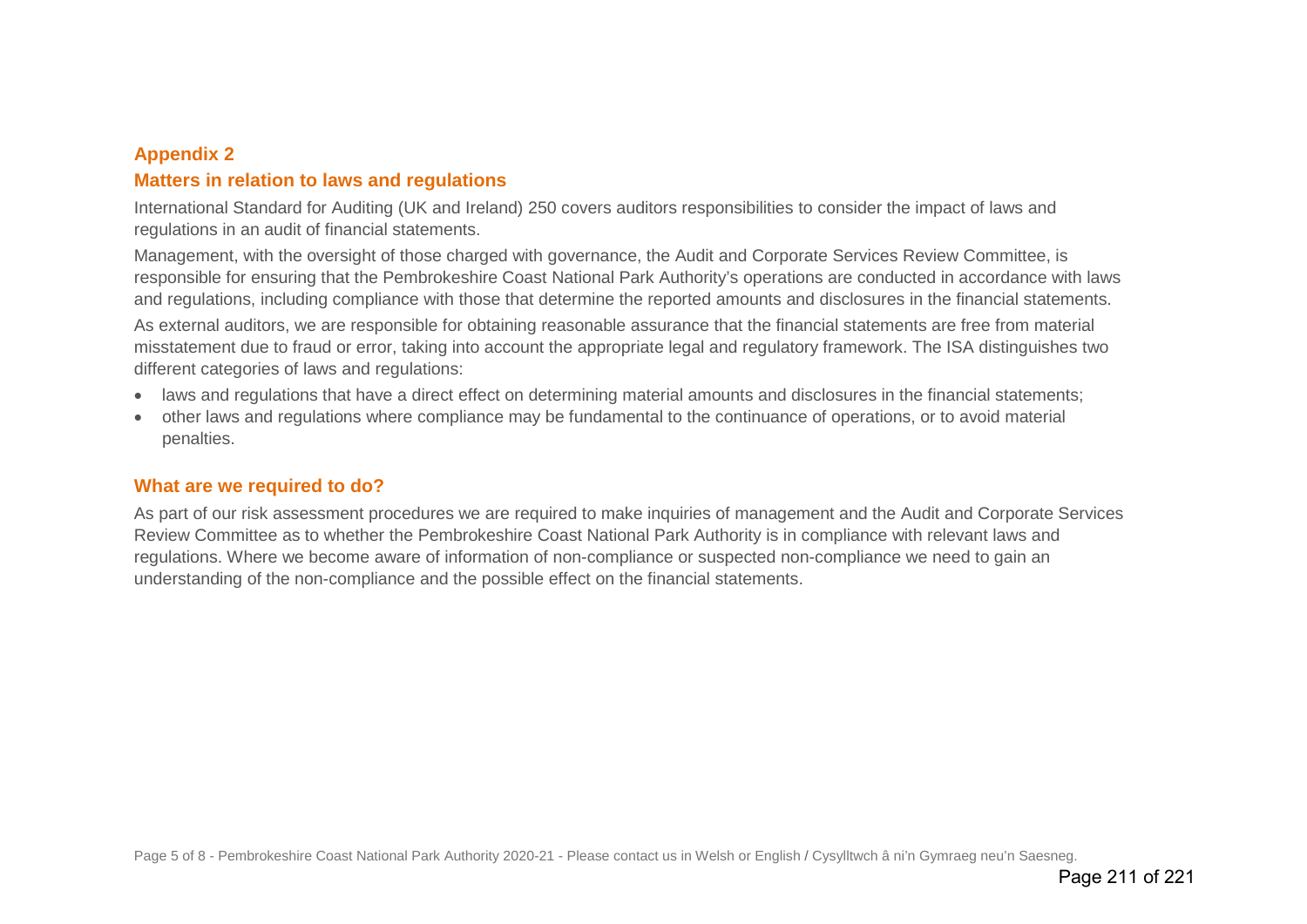## Appendix 2

## Matters in relation to laws and regulations

International Standard for Auditing (UK and Ireland) 250 covers auditors responsibilities to consider the impact of laws and regulations in an audit of financial statements.

Management, with the oversight of those charged with governance, the Audit and Corporate Services Review Committee, is responsible for ensuring that the Pembrokeshire Coast National Park Authority's operations are conducted in accordance with laws and regulations, including compliance with those that determine the reported amounts and disclosures in the financial statements.

As external auditors, we are responsible for obtaining reasonable assurance that the financial statements are free from material misstatement due to fraud or error, taking into account the appropriate legal and regulatory framework. The ISA distinguishes two different categories of laws and regulations:

- laws and regulations that have a direct effect on determining material amounts and disclosures in the financial statements;
- other laws and regulations where compliance may be fundamental to the continuance of operations, or to avoid material penalties.

## What are we required to do?

As part of our risk assessment procedures we are required to make inquiries of management and the Audit and Corporate Services Review Committee as to whether the Pembrokeshire Coast National Park Authority is in compliance with relevant laws and regulations. Where we become aware of information of non-compliance or suspected non-compliance we need to gain an understanding of the non-compliance and the possible effect on the financial statements.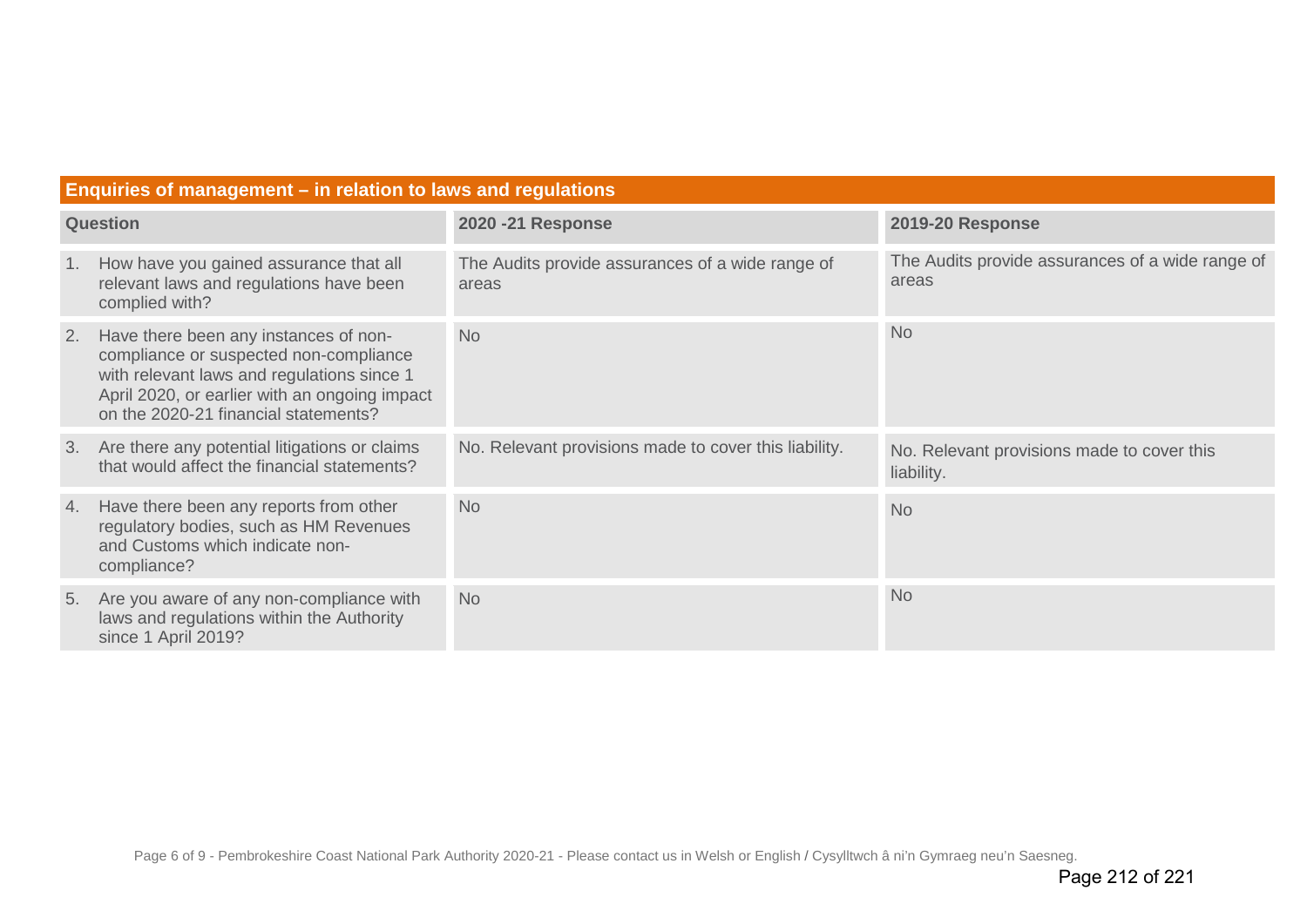| Enquiries of management – in relation to laws and regulations | | |
|---|---|---|
| **Question** | **2020 -21 Response** | **2019-20 Response** |
| 1. How have you gained assurance that all relevant laws and regulations have been complied with? | The Audits provide assurances of a wide range of areas | The Audits provide assurances of a wide range of areas |
| 2. Have there been any instances of non-compliance or suspected non-compliance with relevant laws and regulations since 1 April 2020, or earlier with an ongoing impact on the 2020-21 financial statements? | No | No |
| 3. Are there any potential litigations or claims that would affect the financial statements? | No. Relevant provisions made to cover this liability. | No. Relevant provisions made to cover this liability. |
| 4. Have there been any reports from other regulatory bodies, such as HM Revenues and Customs which indicate non-compliance? | No | No |
| 5. Are you aware of any non-compliance with laws and regulations within the Authority since 1 April 2019? | No | No |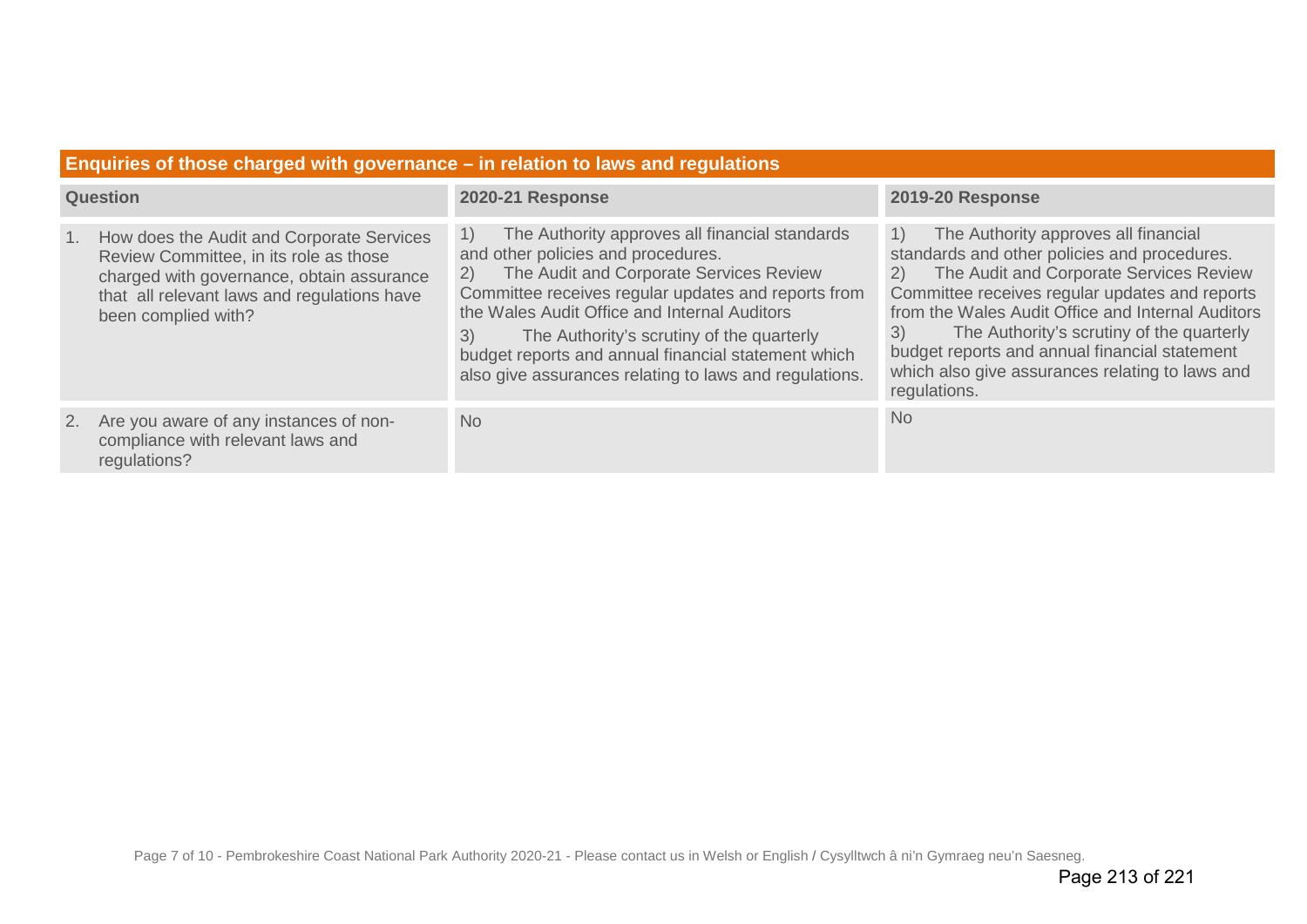| Enquiries of those charged with governance – in relation to laws and regulations | | |
|---|---|---|
| **Question** | **2020-21 Response** | **2019-20 Response** |
| 1. How does the Audit and Corporate Services Review Committee, in its role as those charged with governance, obtain assurance that all relevant laws and regulations have been complied with? | 1) The Authority approves all financial standards and other policies and procedures. 2) The Audit and Corporate Services Review Committee receives regular updates and reports from the Wales Audit Office and Internal Auditors 3) The Authority's scrutiny of the quarterly budget reports and annual financial statement which also give assurances relating to laws and regulations. | 1) The Authority approves all financial standards and other policies and procedures. 2) The Audit and Corporate Services Review Committee receives regular updates and reports from the Wales Audit Office and Internal Auditors 3) The Authority's scrutiny of the quarterly budget reports and annual financial statement which also give assurances relating to laws and regulations. |
| 2. Are you aware of any instances of non-compliance with relevant laws and regulations? | No | No |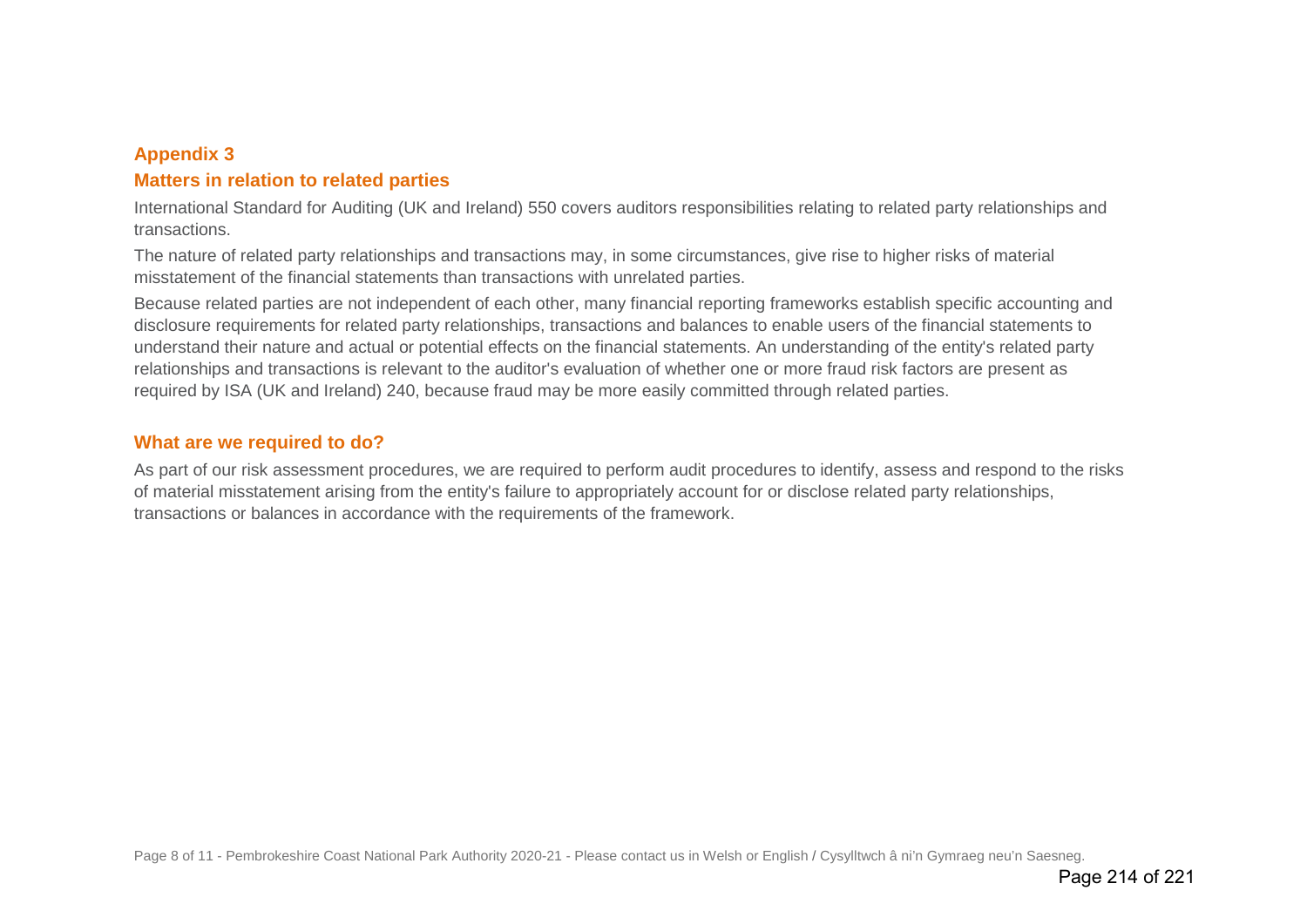## Appendix 3

## Matters in relation to related parties

International Standard for Auditing (UK and Ireland) 550 covers auditors responsibilities relating to related party relationships and transactions.

The nature of related party relationships and transactions may, in some circumstances, give rise to higher risks of material misstatement of the financial statements than transactions with unrelated parties.

Because related parties are not independent of each other, many financial reporting frameworks establish specific accounting and disclosure requirements for related party relationships, transactions and balances to enable users of the financial statements to understand their nature and actual or potential effects on the financial statements. An understanding of the entity's related party relationships and transactions is relevant to the auditor's evaluation of whether one or more fraud risk factors are present as required by ISA (UK and Ireland) 240, because fraud may be more easily committed through related parties.

## What are we required to do?

As part of our risk assessment procedures, we are required to perform audit procedures to identify, assess and respond to the risks of material misstatement arising from the entity's failure to appropriately account for or disclose related party relationships, transactions or balances in accordance with the requirements of the framework.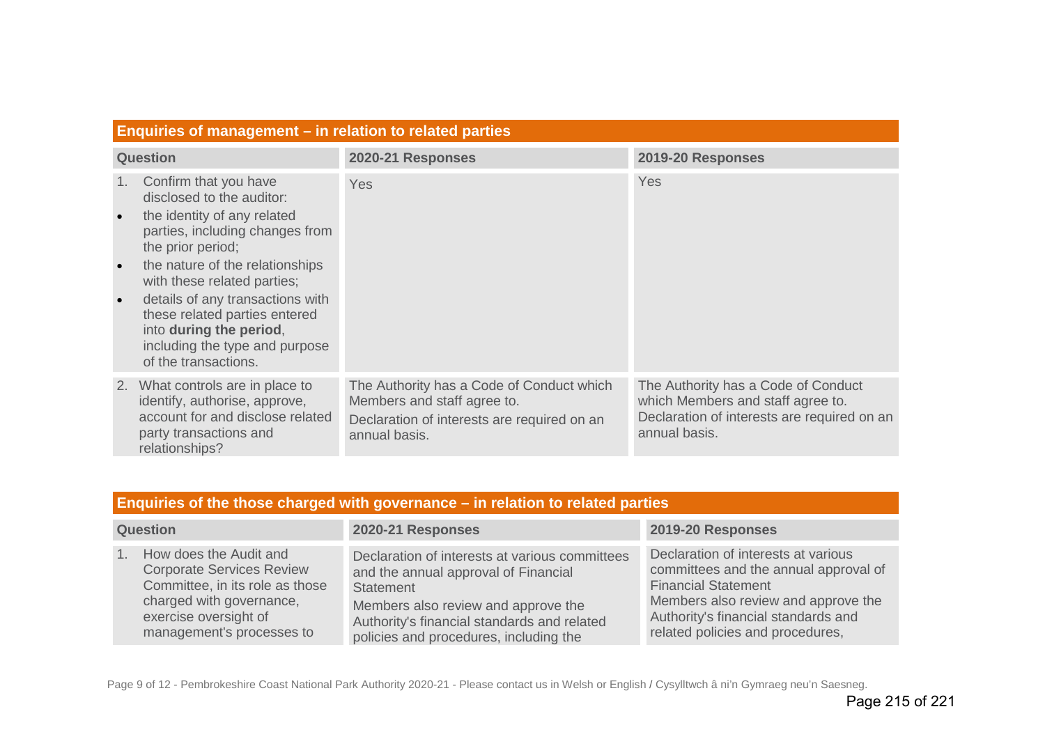## Enquiries of management – in relation to related parties

| Question | 2020-21 Responses | 2019-20 Responses |
|---|---|---|
| 1. Confirm that you have disclosed to the auditor:<br>• the identity of any related parties, including changes from the prior period;<br>• the nature of the relationships with these related parties;<br>• details of any transactions with these related parties entered into **during the period**, including the type and purpose of the transactions. | Yes | Yes |
| 2. What controls are in place to identify, authorise, approve, account for and disclose related party transactions and relationships? | The Authority has a Code of Conduct which Members and staff agree to.<br>Declaration of interests are required on an annual basis. | The Authority has a Code of Conduct which Members and staff agree to.<br>Declaration of interests are required on an annual basis. |

## Enquiries of the those charged with governance – in relation to related parties

| Question | 2020-21 Responses | 2019-20 Responses |
|---|---|---|
| 1. How does the Audit and Corporate Services Review Committee, in its role as those charged with governance, exercise oversight of management's processes to | Declaration of interests at various committees and the annual approval of Financial Statement<br>Members also review and approve the Authority's financial standards and related policies and procedures, including the | Declaration of interests at various committees and the annual approval of Financial Statement<br>Members also review and approve the Authority's financial standards and related policies and procedures, |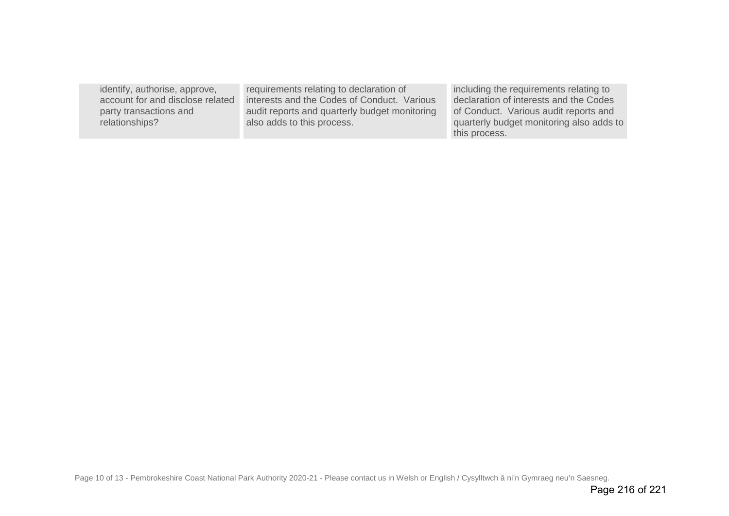| | | |
|---|---|---|
| identify, authorise, approve, account for and disclose related party transactions and relationships? | requirements relating to declaration of interests and the Codes of Conduct. Various audit reports and quarterly budget monitoring also adds to this process. | including the requirements relating to declaration of interests and the Codes of Conduct. Various audit reports and quarterly budget monitoring also adds to this process. |